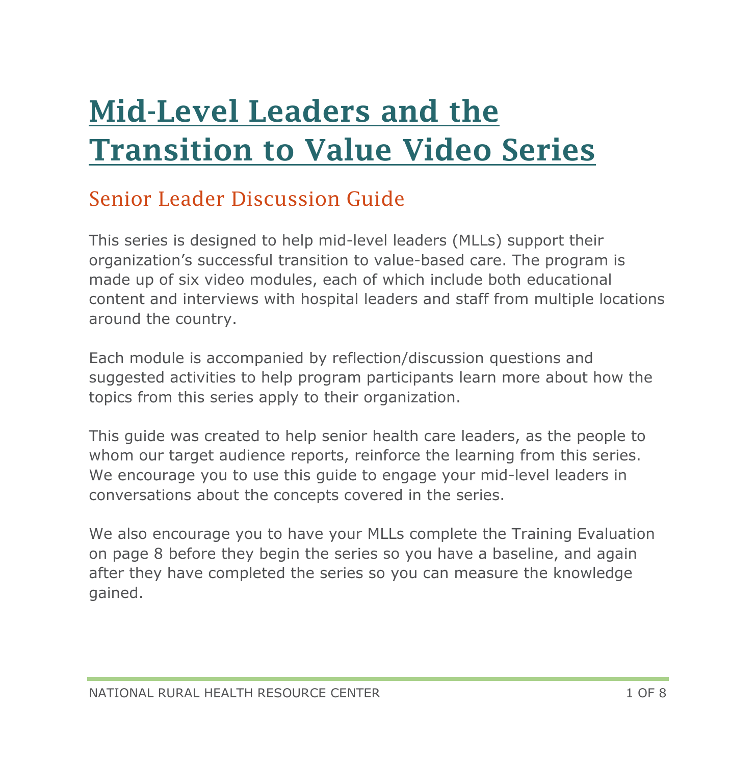# Mid-Level Leaders and the Transition to Value Video Series

## Senior Leader Discussion Guide

This series is designed to help mid-level leaders (MLLs) support their organization's successful transition to value-based care. The program is made up of six video modules, each of which include both educational content and interviews with hospital leaders and staff from multiple locations around the country.

Each module is accompanied by reflection/discussion questions and suggested activities to help program participants learn more about how the topics from this series apply to their organization.

This guide was created to help senior health care leaders, as the people to whom our target audience reports, reinforce the learning from this series. We encourage you to use this guide to engage your mid-level leaders in conversations about the concepts covered in the series.

We also encourage you to have your MLLs complete the Training Evaluation on page 8 before they begin the series so you have a baseline, and again after they have completed the series so you can measure the knowledge gained.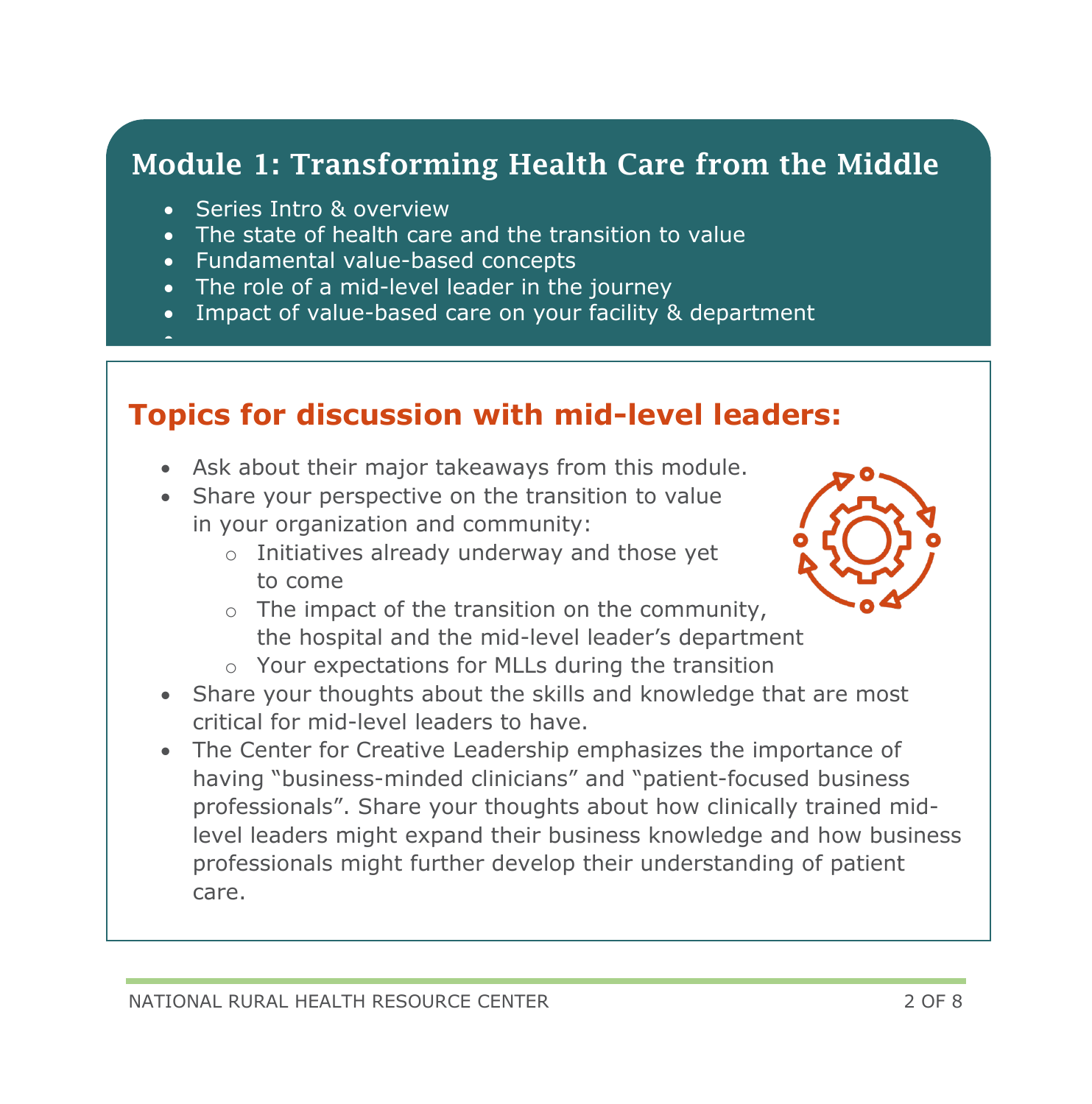## Module 1: Transforming Health Care from the Middle

- Series Intro & overview
- The state of health care and the transition to value
- Fundamental value-based concepts
- The role of a mid-level leader in the journey
- Impact of value-based care on your facility & department

### Topics for discussion with mid-level leaders:

- Ask about their major takeaways from this module.
- Share your perspective on the transition to value in your organization and community:
  - Initiatives already underway and those yet to come
  - The impact of the transition on the community, the hospital and the mid-level leader's department
  - Your expectations for MLLs during the transition
- Share your thoughts about the skills and knowledge that are most critical for mid-level leaders to have.
- The Center for Creative Leadership emphasizes the importance of having "business-minded clinicians" and "patient-focused business professionals". Share your thoughts about how clinically trained mid-level leaders might expand their business knowledge and how business professionals might further develop their understanding of patient care.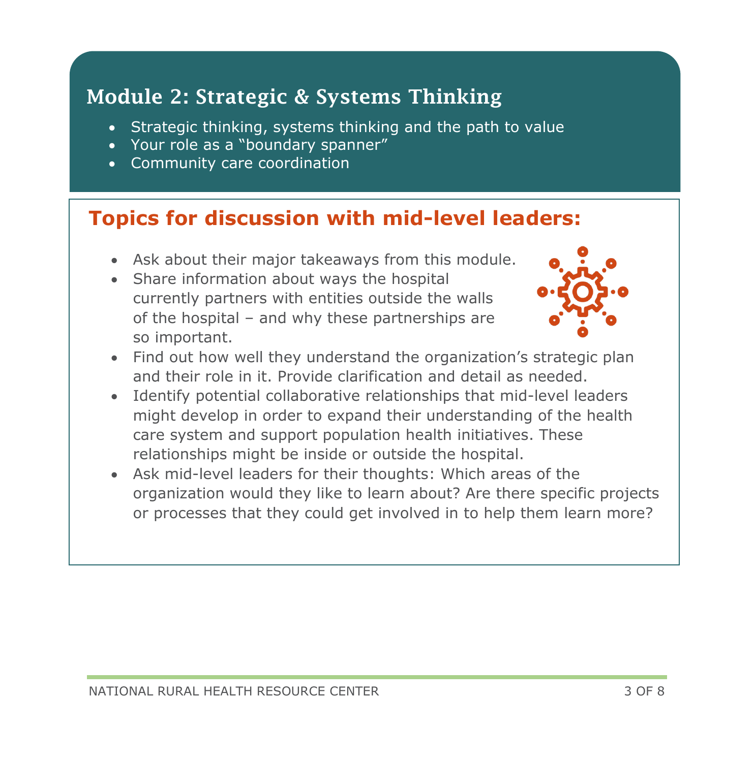## Module 2: Strategic & Systems Thinking

- Strategic thinking, systems thinking and the path to value
- Your role as a "boundary spanner"
- Community care coordination

### Topics for discussion with mid-level leaders:

- Ask about their major takeaways from this module.
- Share information about ways the hospital currently partners with entities outside the walls of the hospital – and why these partnerships are so important.
- Find out how well they understand the organization's strategic plan and their role in it. Provide clarification and detail as needed.
- Identify potential collaborative relationships that mid-level leaders might develop in order to expand their understanding of the health care system and support population health initiatives. These relationships might be inside or outside the hospital.
- Ask mid-level leaders for their thoughts: Which areas of the organization would they like to learn about? Are there specific projects or processes that they could get involved in to help them learn more?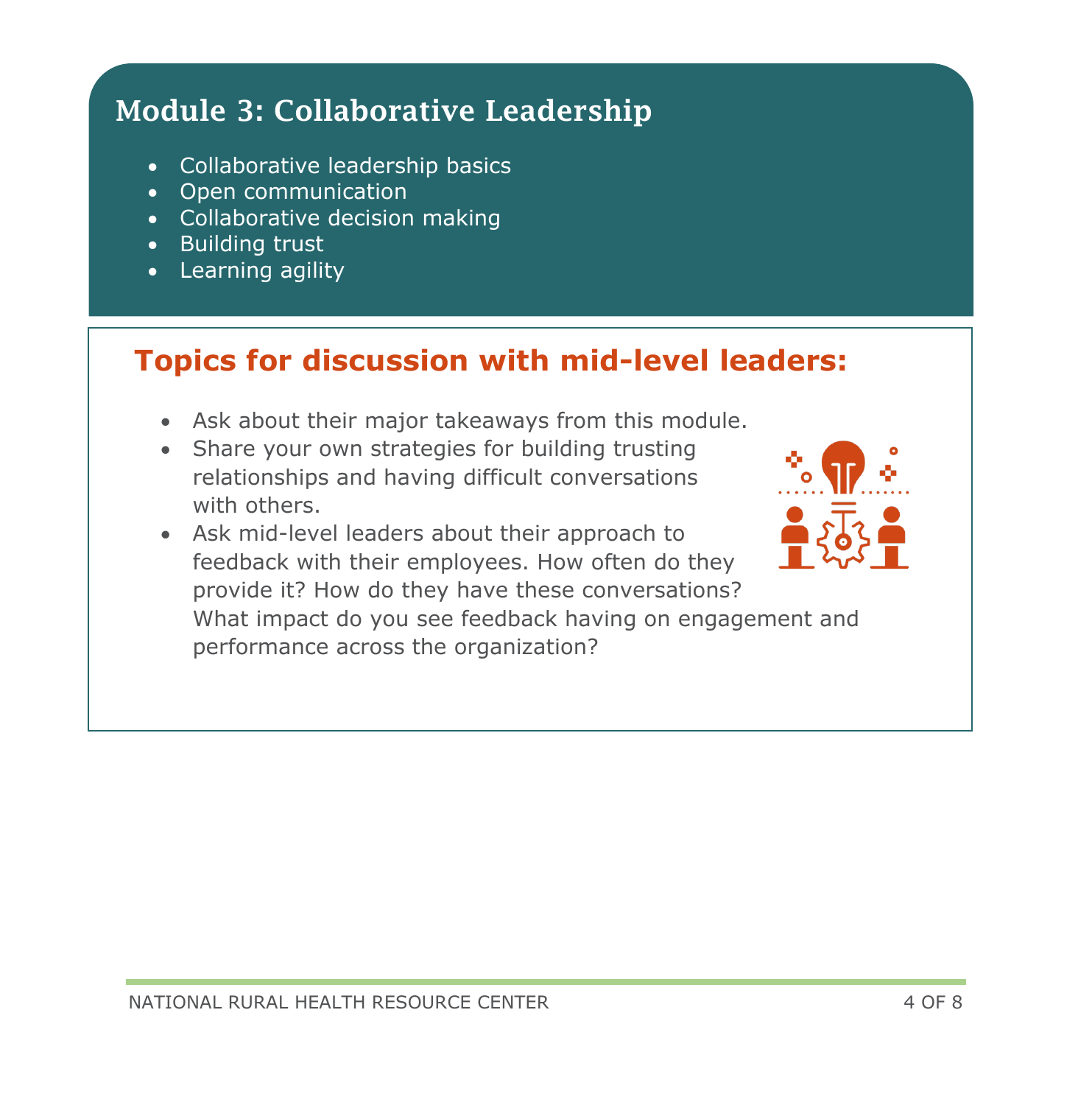## Module 3: Collaborative Leadership

- Collaborative leadership basics
- Open communication
- Collaborative decision making
- Building trust
- Learning agility

### Topics for discussion with mid-level leaders:

- Ask about their major takeaways from this module.
- Share your own strategies for building trusting relationships and having difficult conversations with others.
- Ask mid-level leaders about their approach to feedback with their employees. How often do they provide it? How do they have these conversations? What impact do you see feedback having on engagement and performance across the organization?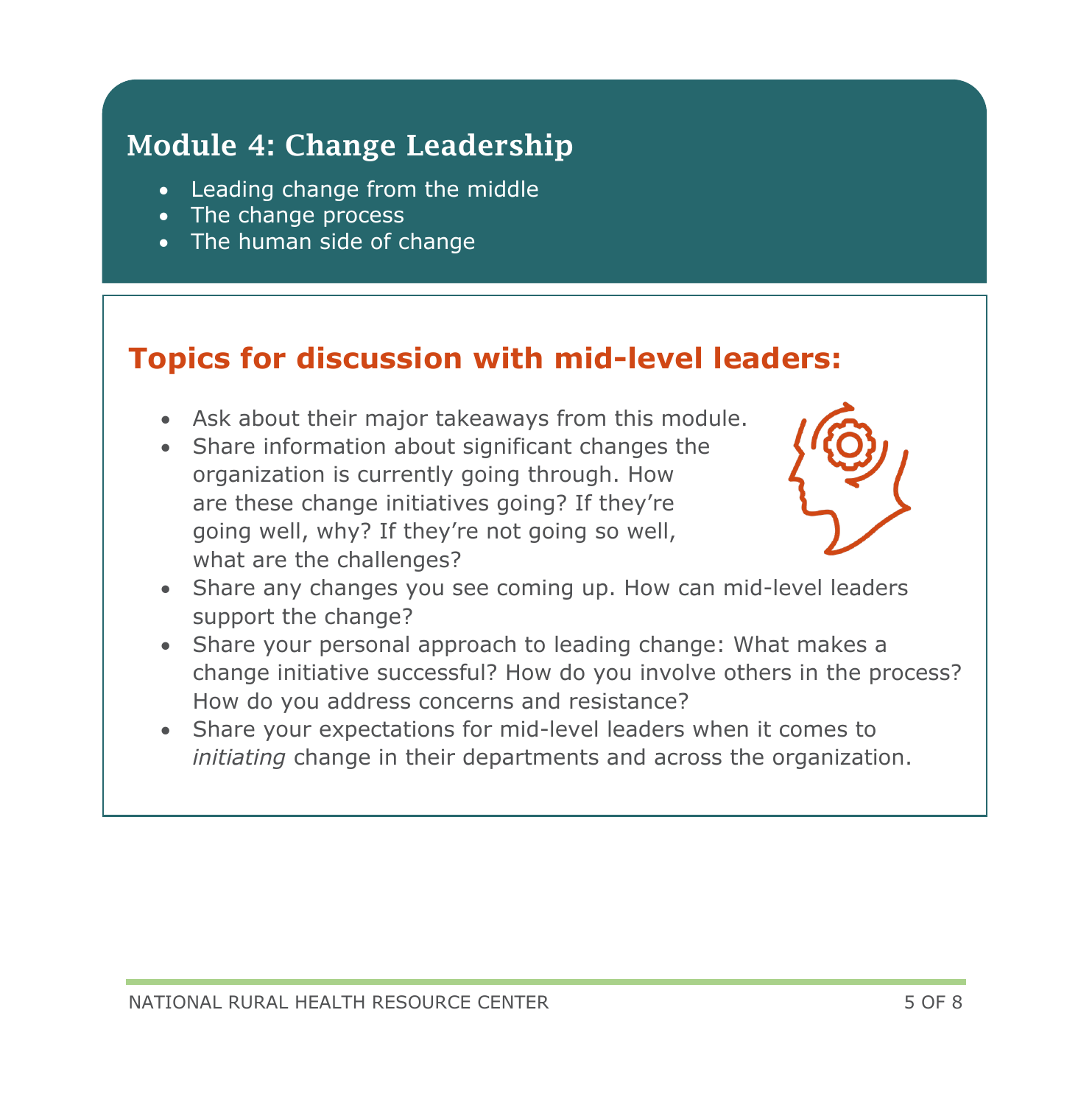## Module 4: Change Leadership

- Leading change from the middle
- The change process
- The human side of change

### Topics for discussion with mid-level leaders:

- Ask about their major takeaways from this module.
- Share information about significant changes the organization is currently going through. How are these change initiatives going? If they're going well, why? If they're not going so well, what are the challenges?
- Share any changes you see coming up. How can mid-level leaders support the change?
- Share your personal approach to leading change: What makes a change initiative successful? How do you involve others in the process? How do you address concerns and resistance?
- Share your expectations for mid-level leaders when it comes to *initiating* change in their departments and across the organization.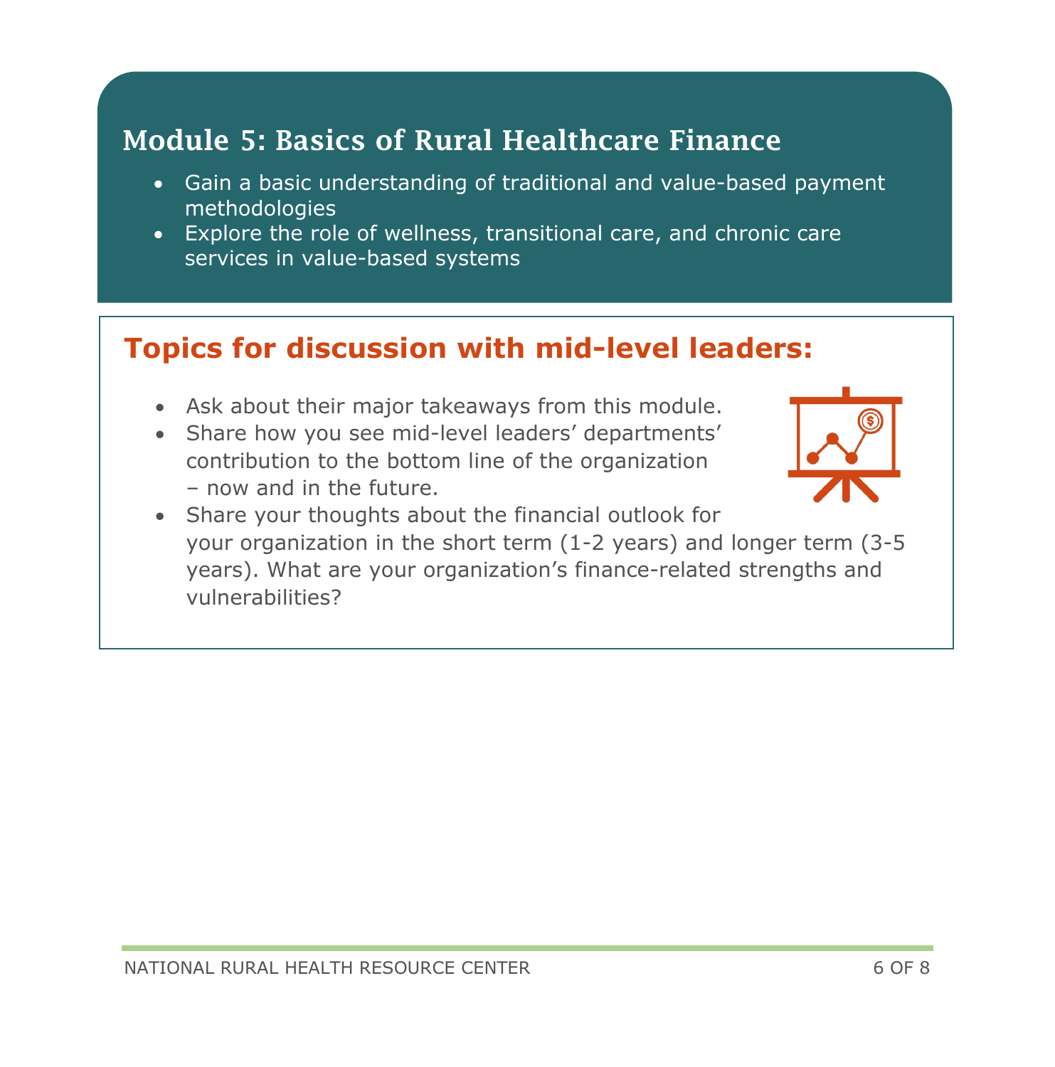## Module 5: Basics of Rural Healthcare Finance

- Gain a basic understanding of traditional and value-based payment methodologies
- Explore the role of wellness, transitional care, and chronic care services in value-based systems

### Topics for discussion with mid-level leaders:

- Ask about their major takeaways from this module.
- Share how you see mid-level leaders' departments' contribution to the bottom line of the organization – now and in the future.
- Share your thoughts about the financial outlook for your organization in the short term (1-2 years) and longer term (3-5 years). What are your organization's finance-related strengths and vulnerabilities?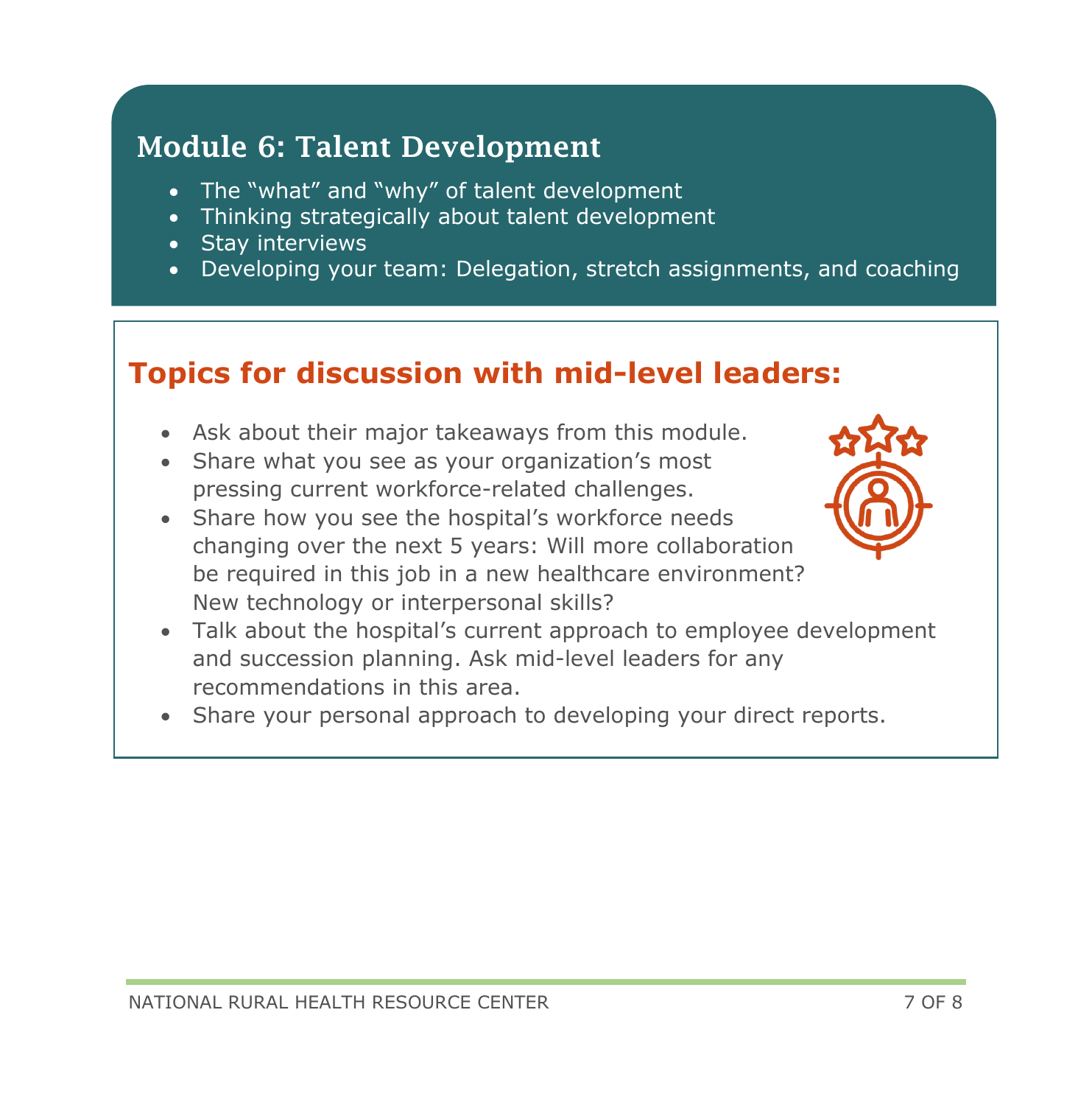## Module 6: Talent Development

- The “what” and “why” of talent development
- Thinking strategically about talent development
- Stay interviews
- Developing your team: Delegation, stretch assignments, and coaching

## Topics for discussion with mid-level leaders:

- Ask about their major takeaways from this module.
- Share what you see as your organization’s most pressing current workforce-related challenges.
- Share how you see the hospital’s workforce needs changing over the next 5 years: Will more collaboration be required in this job in a new healthcare environment? New technology or interpersonal skills?
- Talk about the hospital’s current approach to employee development and succession planning. Ask mid-level leaders for any recommendations in this area.
- Share your personal approach to developing your direct reports.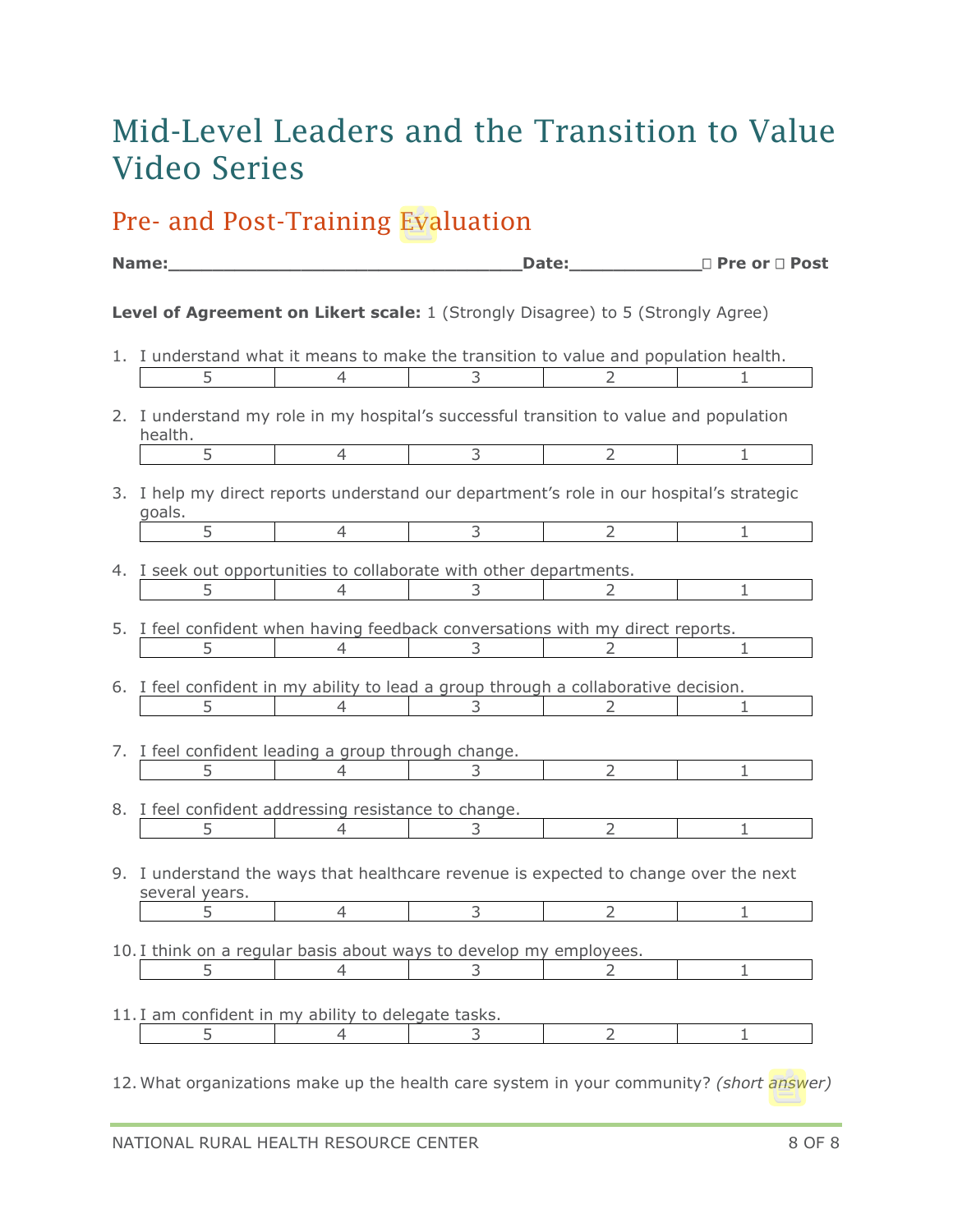# Mid-Level Leaders and the Transition to Value Video Series

## Pre- and Post-Training Evaluation

**Name:\_\_\_\_\_\_\_\_\_\_\_\_\_\_\_\_\_\_\_\_\_\_\_\_\_\_\_\_\_\_\_\_\_\_Date:\_\_\_\_\_\_\_\_\_\_\_\_\_ ☐ Pre or ☐ Post**

**Level of Agreement on Likert scale:** 1 (Strongly Disagree) to 5 (Strongly Agree)

1. I understand what it means to make the transition to value and population health.

| | | | | |
|---|---|---|---|---|
| 5 | 4 | 3 | 2 | 1 |

2. I understand my role in my hospital's successful transition to value and population health.

| | | | | |
|---|---|---|---|---|
| 5 | 4 | 3 | 2 | 1 |

3. I help my direct reports understand our department's role in our hospital's strategic goals.

| | | | | |
|---|---|---|---|---|
| 5 | 4 | 3 | 2 | 1 |

4. I seek out opportunities to collaborate with other departments.

| | | | | |
|---|---|---|---|---|
| 5 | 4 | 3 | 2 | 1 |

5. I feel confident when having feedback conversations with my direct reports.

| | | | | |
|---|---|---|---|---|
| 5 | 4 | 3 | 2 | 1 |

6. I feel confident in my ability to lead a group through a collaborative decision.

| | | | | |
|---|---|---|---|---|
| 5 | 4 | 3 | 2 | 1 |

7. I feel confident leading a group through change.

| | | | | |
|---|---|---|---|---|
| 5 | 4 | 3 | 2 | 1 |

8. I feel confident addressing resistance to change.

| | | | | |
|---|---|---|---|---|
| 5 | 4 | 3 | 2 | 1 |

9. I understand the ways that healthcare revenue is expected to change over the next several years.

| | | | | |
|---|---|---|---|---|
| 5 | 4 | 3 | 2 | 1 |

10. I think on a regular basis about ways to develop my employees.

| | | | | |
|---|---|---|---|---|
| 5 | 4 | 3 | 2 | 1 |

11. I am confident in my ability to delegate tasks.

| | | | | |
|---|---|---|---|---|
| 5 | 4 | 3 | 2 | 1 |

12. What organizations make up the health care system in your community? *(short answer)*